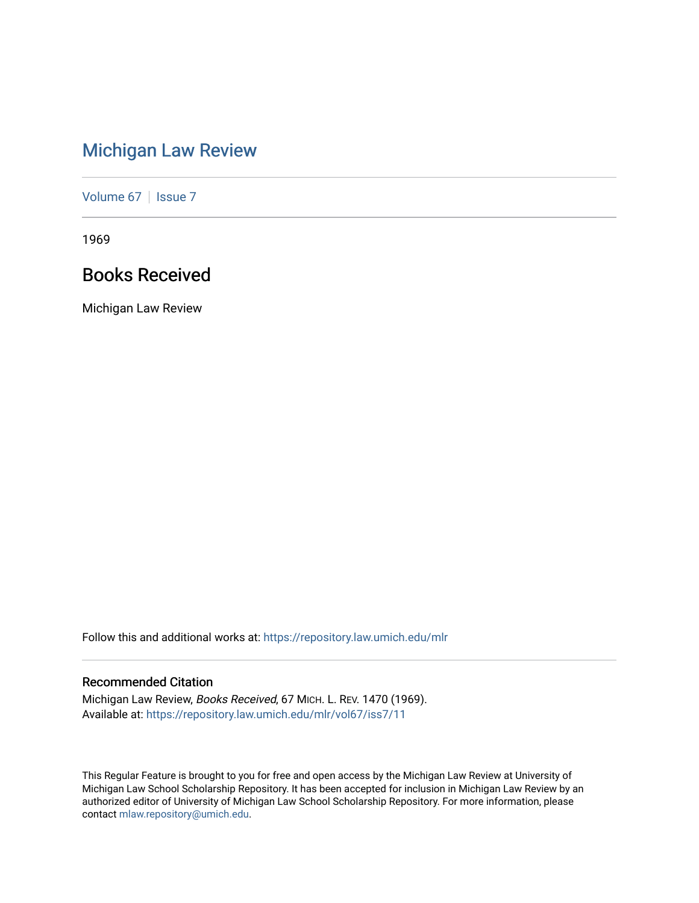# Michigan Law Review

Volume 67 | Issue 7

1969

## Books Received

Michigan Law Review

Follow this and additional works at: https://repository.law.umich.edu/mlr

### Recommended Citation

Michigan Law Review, *Books Received*, 67 MICH. L. REV. 1470 (1969).
Available at: https://repository.law.umich.edu/mlr/vol67/iss7/11

This Regular Feature is brought to you for free and open access by the Michigan Law Review at University of Michigan Law School Scholarship Repository. It has been accepted for inclusion in Michigan Law Review by an authorized editor of University of Michigan Law School Scholarship Repository. For more information, please contact mlaw.repository@umich.edu.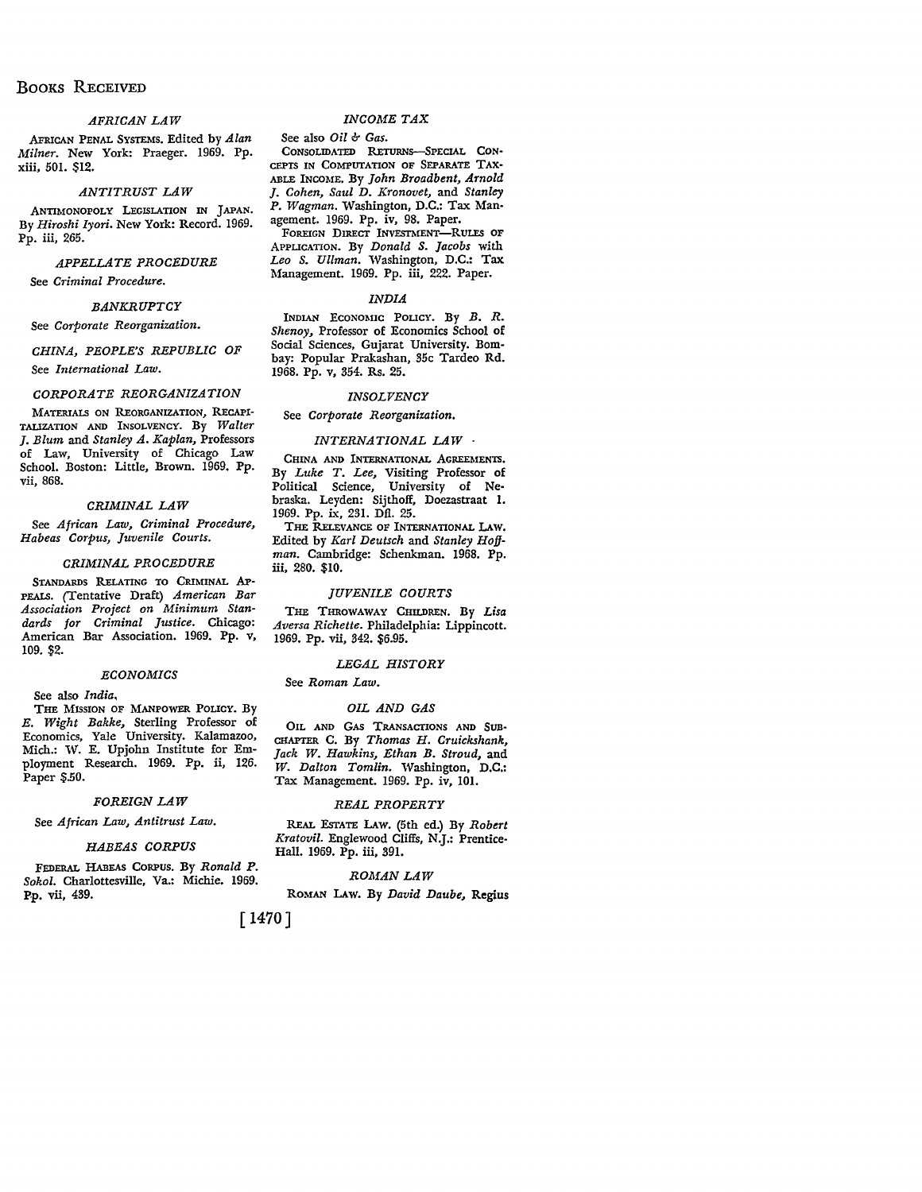# Books Received

### *AFRICAN LAW*

AFRICAN PENAL SYSTEMS. Edited by *Alan Milner.* New York: Praeger. 1969. Pp. xiii, 501. $12.

### *ANTITRUST LAW*

ANTIMONOPOLY LEGISLATION IN JAPAN. By *Hiroshi Iyori.* New York: Record. 1969. Pp. iii, 265.

### *APPELLATE PROCEDURE*

See *Criminal Procedure.*

### *BANKRUPTCY*

See *Corporate Reorganization.*

### *CHINA, PEOPLE'S REPUBLIC OF*

See *International Law.*

### *CORPORATE REORGANIZATION*

MATERIALS ON REORGANIZATION, RECAPITALIZATION AND INSOLVENCY. By *Walter J. Blum* and *Stanley A. Kaplan,* Professors of Law, University of Chicago Law School. Boston: Little, Brown. 1969. Pp. vii, 868.

### *CRIMINAL LAW*

See *African Law, Criminal Procedure, Habeas Corpus, Juvenile Courts.*

### *CRIMINAL PROCEDURE*

STANDARDS RELATING TO CRIMINAL APPEALS. (Tentative Draft) *American Bar Association Project on Minimum Standards for Criminal Justice.* Chicago: American Bar Association. 1969. Pp. v, 109. $2.

### *ECONOMICS*

See also *India.*

THE MISSION OF MANPOWER POLICY. By *E. Wight Bakke,* Sterling Professor of Economics, Yale University. Kalamazoo, Mich.: W. E. Upjohn Institute for Employment Research. 1969. Pp. ii, 126. Paper $.50.

### *FOREIGN LAW*

See *African Law, Antitrust Law.*

### *HABEAS CORPUS*

FEDERAL HABEAS CORPUS. By *Ronald P. Sokol.* Charlottesville, Va.: Michie. 1969. Pp. vii, 439.

### *INCOME TAX*

See also *Oil & Gas.*

CONSOLIDATED RETURNS—SPECIAL CONCEPTS IN COMPUTATION OF SEPARATE TAXABLE INCOME. By *John Broadbent, Arnold J. Cohen, Saul D. Kronovet,* and *Stanley P. Wagman.* Washington, D.C.: Tax Management. 1969. Pp. iv, 98. Paper.

FOREIGN DIRECT INVESTMENT—RULES OF APPLICATION. By *Donald S. Jacobs* with *Leo S. Ullman.* Washington, D.C.: Tax Management. 1969. Pp. iii, 222. Paper.

### *INDIA*

INDIAN ECONOMIC POLICY. By *B. R. Shenoy,* Professor of Economics School of Social Sciences, Gujarat University. Bombay: Popular Prakashan, 35c Tardeo Rd. 1968. Pp. v, 354. Rs. 25.

### *INSOLVENCY*

See *Corporate Reorganization.*

### *INTERNATIONAL LAW*

CHINA AND INTERNATIONAL AGREEMENTS. By *Luke T. Lee,* Visiting Professor of Political Science, University of Nebraska. Leyden: Sijthoff, Doezastraat 1. 1969. Pp. ix, 231. Dfl. 25.

THE RELEVANCE OF INTERNATIONAL LAW. Edited by *Karl Deutsch* and *Stanley Hoffman.* Cambridge: Schenkman. 1968. Pp. iii, 280. $10.

### *JUVENILE COURTS*

THE THROWAWAY CHILDREN. By *Lisa Aversa Richette.* Philadelphia: Lippincott. 1969. Pp. vii, 342. $6.95.

### *LEGAL HISTORY*

See *Roman Law.*

### *OIL AND GAS*

OIL AND GAS TRANSACTIONS AND SUBCHAPTER C. By *Thomas H. Cruickshank, Jack W. Hawkins, Ethan B. Stroud,* and *W. Dalton Tomlin.* Washington, D.C.: Tax Management. 1969. Pp. iv, 101.

### *REAL PROPERTY*

REAL ESTATE LAW. (5th ed.) By *Robert Kratovil.* Englewood Cliffs, N.J.: Prentice-Hall. 1969. Pp. iii, 391.

### *ROMAN LAW*

ROMAN LAW. By *David Daube,* Regius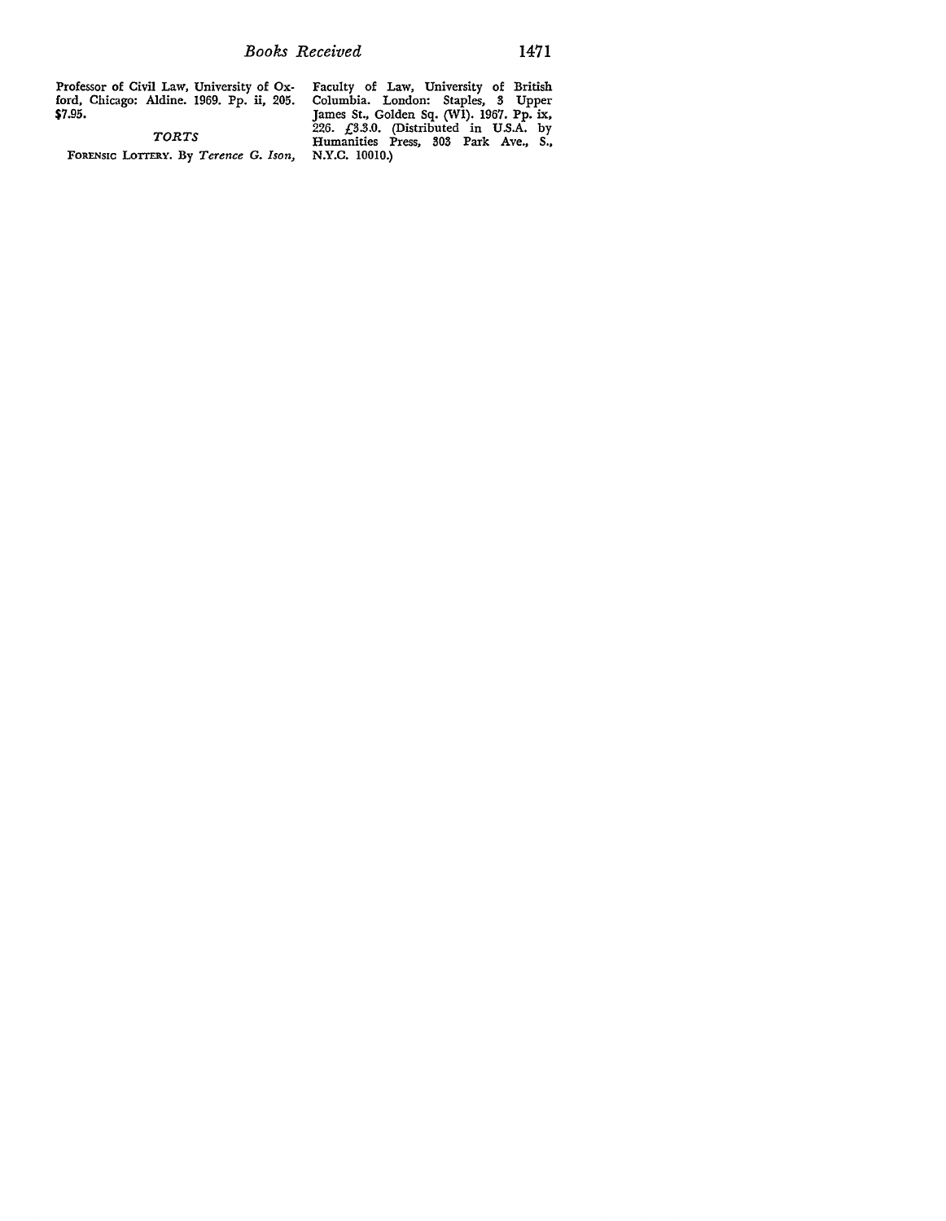Professor of Civil Law, University of Oxford, Chicago: Aldine. 1969. Pp. ii, 205. $7.95.

### *TORTS*

FORENSIC LOTTERY. By *Terence G. Ison,* Faculty of Law, University of British Columbia. London: Staples, 3 Upper James St., Golden Sq. (W1). 1967. Pp. ix, 226. £3.3.0. (Distributed in U.S.A. by Humanities Press, 303 Park Ave., S., N.Y.C. 10010.)